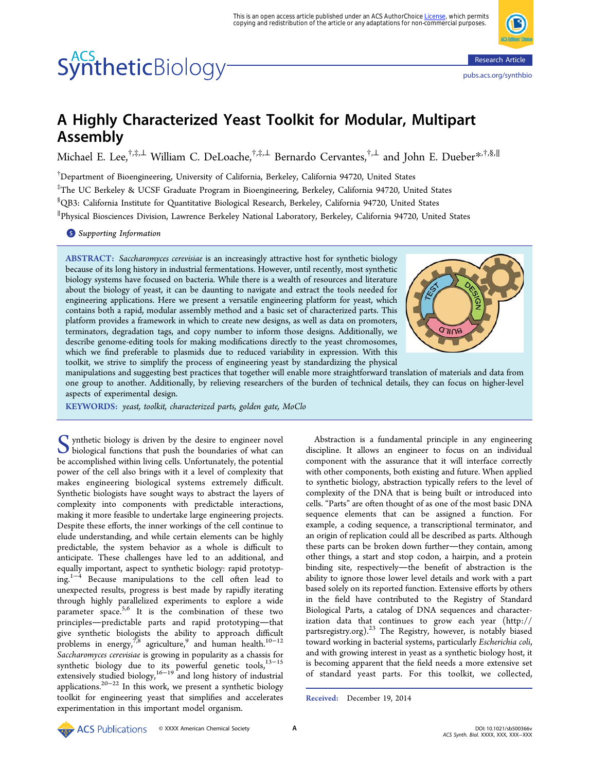# A Highly Characterized Yeast Toolkit for Modular, Multipart Assembly

Michael E. Lee,[†,‡,⊥] William C. DeLoache,[†,‡,⊥] Bernardo Cervantes,[†,⊥] and John E. Dueber*[,†,§,∥]

[†]Department of Bioengineering, University of California, Berkeley, California 94720, United States

[‡]The UC Berkeley & UCSF Graduate Program in Bioengineering, Berkeley, California 94720, United States

[§]QB3: California Institute for Quantitative Biological Research, Berkeley, California 94720, United States

[∥]Physical Biosciences Division, Lawrence Berkeley National Laboratory, Berkeley, California 94720, United States

**Supporting Information**

**ABSTRACT:** *Saccharomyces cerevisiae* is an increasingly attractive host for synthetic biology because of its long history in industrial fermentations. However, until recently, most synthetic biology systems have focused on bacteria. While there is a wealth of resources and literature about the biology of yeast, it can be daunting to navigate and extract the tools needed for engineering applications. Here we present a versatile engineering platform for yeast, which contains both a rapid, modular assembly method and a basic set of characterized parts. This platform provides a framework in which to create new designs, as well as data on promoters, terminators, degradation tags, and copy number to inform those designs. Additionally, we describe genome-editing tools for making modifications directly to the yeast chromosomes, which we find preferable to plasmids due to reduced variability in expression. With this toolkit, we strive to simplify the process of engineering yeast by standardizing the physical manipulations and suggesting best practices that together will enable more straightforward translation of materials and data from one group to another. Additionally, by relieving researchers of the burden of technical details, they can focus on higher-level aspects of experimental design.

**KEYWORDS:** *yeast, toolkit, characterized parts, golden gate, MoClo*

Synthetic biology is driven by the desire to engineer novel biological functions that push the boundaries of what can be accomplished within living cells. Unfortunately, the potential power of the cell also brings with it a level of complexity that makes engineering biological systems extremely difficult. Synthetic biologists have sought ways to abstract the layers of complexity into components with predictable interactions, making it more feasible to undertake large engineering projects. Despite these efforts, the inner workings of the cell continue to elude understanding, and while certain elements can be highly predictable, the system behavior as a whole is difficult to anticipate. These challenges have led to an additional, and equally important, aspect to synthetic biology: rapid prototyping.[1−4] Because manipulations to the cell often lead to unexpected results, progress is best made by rapidly iterating through highly parallelized experiments to explore a wide parameter space.[5,6] It is the combination of these two principles—predictable parts and rapid prototyping—that give synthetic biologists the ability to approach difficult problems in energy,[7,8] agriculture,[9] and human health.[10−12] *Saccharomyces cerevisiae* is growing in popularity as a chassis for synthetic biology due to its powerful genetic tools,[13−15] extensively studied biology,[16−19] and long history of industrial applications.[20−22] In this work, we present a synthetic biology toolkit for engineering yeast that simplifies and accelerates experimentation in this important model organism.

Abstraction is a fundamental principle in any engineering discipline. It allows an engineer to focus on an individual component with the assurance that it will interface correctly with other components, both existing and future. When applied to synthetic biology, abstraction typically refers to the level of complexity of the DNA that is being built or introduced into cells. "Parts" are often thought of as one of the most basic DNA sequence elements that can be assigned a function. For example, a coding sequence, a transcriptional terminator, and an origin of replication could all be described as parts. Although these parts can be broken down further—they contain, among other things, a start and stop codon, a hairpin, and a protein binding site, respectively—the benefit of abstraction is the ability to ignore those lower level details and work with a part based solely on its reported function. Extensive efforts by others in the field have contributed to the Registry of Standard Biological Parts, a catalog of DNA sequences and characterization data that continues to grow each year (http://partsregistry.org).[23] The Registry, however, is notably biased toward working in bacterial systems, particularly *Escherichia coli*, and with growing interest in yeast as a synthetic biology host, it is becoming apparent that the field needs a more extensive set of standard yeast parts. For this toolkit, we collected,

Received: December 19, 2014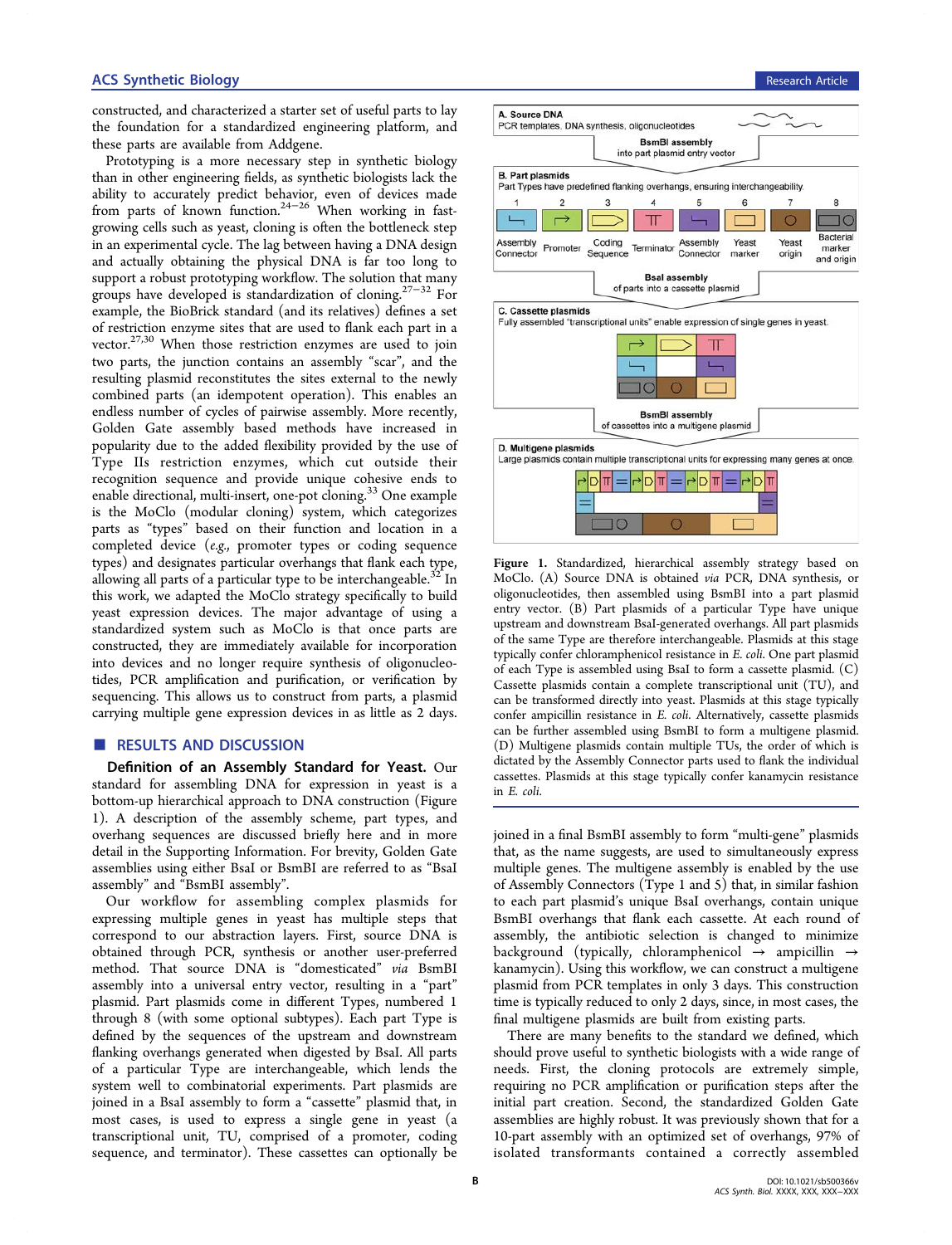constructed, and characterized a starter set of useful parts to lay the foundation for a standardized engineering platform, and these parts are available from Addgene.

Prototyping is a more necessary step in synthetic biology than in other engineering fields, as synthetic biologists lack the ability to accurately predict device behavior, even of devices made from parts of known function.[24−26] When working in fast-growing cells such as yeast, cloning is often the bottleneck step in an experimental cycle. The lag between having a DNA design and actually obtaining the physical DNA is far too long to support a robust prototyping workflow. The solution that many groups have developed is standardization of cloning.[27−32] For example, the BioBrick standard (and its relatives) defines a set of restriction enzyme sites that are used to flank each part in a vector.[27,30] When those restriction enzymes are used to join two parts, the junction contains an assembly "scar", and the resulting plasmid reconstitutes the sites external to the newly combined parts (an idempotent operation). This enables an endless number of cycles of pairwise assembly. More recently, Golden Gate assembly based methods have increased in popularity due to the added flexibility provided by the use of Type IIs restriction enzymes, which cut outside their recognition sequence and provide unique cohesive ends to enable directional, multi-insert, one-pot cloning.[33] One example is the MoClo (modular cloning) system, which categorizes parts as "types" based on their function and location in a completed device (*e.g.*, promoter types or coding sequence types) and designates particular overhangs that flank each type, allowing all parts of a particular type to be interchangeable.[32] In this work, we adapted the MoClo strategy specifically to build yeast expression devices. The major advantage of using a standardized system such as MoClo is that once parts are constructed, they are immediately available for incorporation into devices and no longer require synthesis of oligonucleotides, PCR amplification and purification, or verification by sequencing. This allows us to construct from parts, a plasmid carrying multiple gene expression devices in as little as 2 days.

## RESULTS AND DISCUSSION

**Definition of an Assembly Standard for Yeast.** Our standard for assembling DNA for expression in yeast is a bottom-up hierarchical approach to DNA construction (Figure 1). A description of the assembly scheme, part types, and overhang sequences are discussed briefly here and in more detail in the Supporting Information. For brevity, Golden Gate assemblies using either BsaI or BsmBI are referred to as "BsaI assembly" and "BsmBI assembly".

Our workflow for assembling complex plasmids for expressing multiple genes in yeast has multiple steps that correspond to our abstraction layers. First, source DNA is obtained through PCR, synthesis or another user-preferred method. That source DNA is "domesticated" *via* BsmBI assembly into a universal entry vector, resulting in a "part" plasmid. Part plasmids come in different Types, numbered 1 through 8 (with some optional subtypes). Each part Type is defined by the sequences of the upstream and downstream flanking overhangs generated when digested by BsaI. All parts of a particular Type are interchangeable, which lends the system well to combinatorial experiments. Part plasmids are joined in a BsaI assembly to form a "cassette" plasmid that, in most cases, is used to express a single gene in yeast (a transcriptional unit, TU, comprised of a promoter, coding sequence, and terminator). These cassettes can optionally be

A. Source DNA
PCR templates, DNA synthesis, oligonucleotides

BsmBI assembly
into part plasmid entry vector

B. Part plasmids
Part Types have predefined flanking overhangs, ensuring interchangeability.

| 1 | 2 | 3 | 4 | 5 | 6 | 7 | 8 |
|---|---|---|---|---|---|---|---|
| Assembly Connector | Promoter | Coding Sequence | Terminator | Assembly Connector | Yeast marker | Yeast origin | Bacterial marker and origin |

BsaI assembly
of parts into a cassette plasmid

C. Cassette plasmids
Fully assembled "transcriptional units" enable expression of single genes in yeast.

BsmBI assembly
of cassettes into a multigene plasmid

D. Multigene plasmids
Large plasmids contain multiple transcriptional units for expressing many genes at once.

**Figure 1.** Standardized, hierarchical assembly strategy based on MoClo. (A) Source DNA is obtained *via* PCR, DNA synthesis, or oligonucleotides, then assembled using BsmBI into a part plasmid entry vector. (B) Part plasmids of a particular Type have unique upstream and downstream BsaI-generated overhangs. All part plasmids of the same Type are therefore interchangeable. Plasmids at this stage typically confer chloramphenicol resistance in *E. coli*. One part plasmid of each Type is assembled using BsaI to form a cassette plasmid. (C) Cassette plasmids contain a complete transcriptional unit (TU), and can be transformed directly into yeast. Plasmids at this stage typically confer ampicillin resistance in *E. coli*. Alternatively, cassette plasmids can be further assembled using BsmBI to form a multigene plasmid. (D) Multigene plasmids contain multiple TUs, the order of which is dictated by the Assembly Connector parts used to flank the individual cassettes. Plasmids at this stage typically confer kanamycin resistance in *E. coli*.

joined in a final BsmBI assembly to form "multi-gene" plasmids that, as the name suggests, are used to simultaneously express multiple genes. The multigene assembly is enabled by the use of Assembly Connectors (Type 1 and 5) that, in similar fashion to each part plasmid's unique BsaI overhangs, contain unique BsmBI overhangs that flank each cassette. At each round of assembly, the antibiotic selection is changed to minimize background (typically, chloramphenicol → ampicillin → kanamycin). Using this workflow, we can construct a multigene plasmid from PCR templates in only 3 days. This construction time is typically reduced to only 2 days, since, in most cases, the final multigene plasmids are built from existing parts.

There are many benefits to the standard we defined, which should prove useful to synthetic biologists with a wide range of needs. First, the cloning protocols are extremely simple, requiring no PCR amplification or purification steps after the initial part creation. Second, the standardized Golden Gate assemblies are highly robust. It was previously shown that for a 10-part assembly with an optimized set of overhangs, 97% of isolated transformants contained a correctly assembled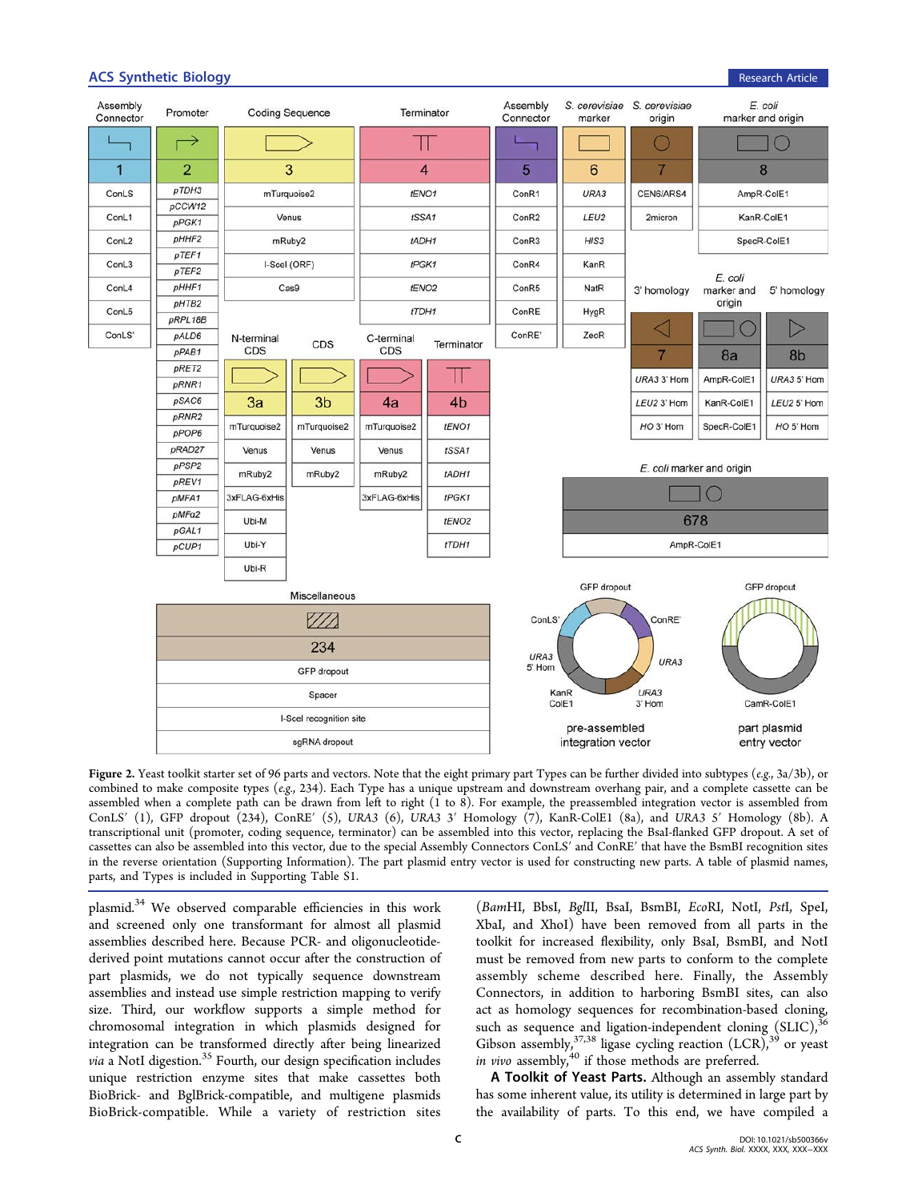| Assembly Connector | Promoter | Coding Sequence | Terminator | Assembly Connector | *S. cerevisiae* marker | *S. cerevisiae* origin | *E. coli* marker and origin |
|---|---|---|---|---|---|---|---|
| 1 | 2 | 3 | 4 | 5 | 6 | 7 | 8 |
| ConLS | *pTDH3* | mTurquoise2 | *tENO1* | ConR1 | *URA3* | CEN6/ARS4 | AmpR-ColE1 |
| ConL1 | *pCCW12* | Venus | *tSSA1* | ConR2 | *LEU2* | 2micron | KanR-ColE1 |
| ConL2 | *pPGK1* | mRuby2 | *tADH1* | ConR3 | *HIS3* | | SpecR-ColE1 |
| ConL3 | *pHHF2* | I-SceI (ORF) | *tPGK1* | ConR4 | KanR | | |
| ConL4 | *pTEF1* | Cas9 | *tENO2* | ConR5 | NatR | | |
| ConL5 | *pTEF2* | | *tTDH1* | ConRE | HygR | | |
| ConLS′ | *pHHF1* | | | ConRE′ | ZeoR | | |
| | *pHTB2* | | | | | | |
| | *pRPL18B* | | | | | | |
| | *pALD6* | | | | | | |
| | *pPAB1* | | | | | | |
| | *pRET2* | | | | | | |
| | *pRNR1* | | | | | | |
| | *pSAC6* | | | | | | |
| | *pRNR2* | | | | | | |
| | *pPOP6* | | | | | | |
| | *pRAD27* | | | | | | |
| | *pPSP2* | | | | | | |
| | *pREV1* | | | | | | |
| | *pMFA1* | | | | | | |
| | *pMFα2* | | | | | | |
| | *pGAL1* | | | | | | |
| | *pCUP1* | | | | | | |

| N-terminal CDS | CDS | C-terminal CDS | Terminator |
|---|---|---|---|
| 3a | 3b | 4a | 4b |
| mTurquoise2 | mTurquoise2 | mTurquoise2 | *tENO1* |
| Venus | Venus | Venus | *tSSA1* |
| mRuby2 | mRuby2 | mRuby2 | *tADH1* |
| 3xFLAG-6xHis | | 3xFLAG-6xHis | *tPGK1* |
| Ubi-M | | | *tENO2* |
| Ubi-Y | | | *tTDH1* |
| Ubi-R | | | |

| 3′ homology | *E. coli* marker and origin | 5′ homology |
|---|---|---|
| 7 | 8a | 8b |
| *URA3* 3′ Hom | AmpR-ColE1 | *URA3* 5′ Hom |
| *LEU2* 3′ Hom | KanR-ColE1 | *LEU2* 5′ Hom |
| *HO* 3′ Hom | SpecR-ColE1 | *HO* 5′ Hom |

| *E. coli* marker and origin |
|---|
| 678 |
| AmpR-ColE1 |

| Miscellaneous |
|---|
| 234 |
| GFP dropout |
| Spacer |
| I-SceI recognition site |
| sgRNA dropout |

pre-assembled integration vector: ConLS′, GFP dropout, ConRE′, *URA3*, *URA3* 3′ Hom, KanR ColE1, *URA3* 5′ Hom

part plasmid entry vector: GFP dropout, CamR-ColE1

**Figure 2.** Yeast toolkit starter set of 96 parts and vectors. Note that the eight primary part Types can be further divided into subtypes (*e.g.*, 3a/3b), or combined to make composite types (*e.g.*, 234). Each Type has a unique upstream and downstream overhang pair, and a complete cassette can be assembled when a complete path can be drawn from left to right (1 to 8). For example, the preassembled integration vector is assembled from ConLS′ (1), GFP dropout (234), ConRE′ (5), *URA3* (6), *URA3* 3′ Homology (7), KanR-ColE1 (8a), and *URA3* 5′ Homology (8b). A transcriptional unit (promoter, coding sequence, terminator) can be assembled into this vector, replacing the BsaI-flanked GFP dropout. A set of cassettes can also be assembled into this vector, due to the special Assembly Connectors ConLS′ and ConRE′ that have the BsmBI recognition sites in the reverse orientation (Supporting Information). The part plasmid entry vector is used for constructing new parts. A table of plasmid names, parts, and Types is included in Supporting Table S1.

plasmid.[34] We observed comparable efficiencies in this work and screened only one transformant for almost all plasmid assemblies described here. Because PCR- and oligonucleotide-derived point mutations cannot occur after the construction of part plasmids, we do not typically sequence downstream assemblies and instead use simple restriction mapping to verify size. Third, our workflow supports a simple method for chromosomal integration in which plasmids designed for integration can be transformed directly after being linearized *via* a NotI digestion.[35] Fourth, our design specification includes unique restriction enzyme sites that make cassettes both BioBrick- and BglBrick-compatible, and multigene plasmids BioBrick-compatible. While a variety of restriction sites (*Bam*HI, BbsI, *Bgl*II, BsaI, BsmBI, *Eco*RI, NotI, *Pst*I, SpeI, XbaI, and XhoI) have been removed from all parts in the toolkit for increased flexibility, only BsaI, BsmBI, and NotI must be removed from new parts to conform to the complete assembly scheme described here. Finally, the Assembly Connectors, in addition to harboring BsmBI sites, can also act as homology sequences for recombination-based cloning, such as sequence and ligation-independent cloning (SLIC),[36] Gibson assembly,[37,38] ligase cycling reaction (LCR),[39] or yeast *in vivo* assembly,[40] if those methods are preferred.

**A Toolkit of Yeast Parts.** Although an assembly standard has some inherent value, its utility is determined in large part by the availability of parts. To this end, we have compiled a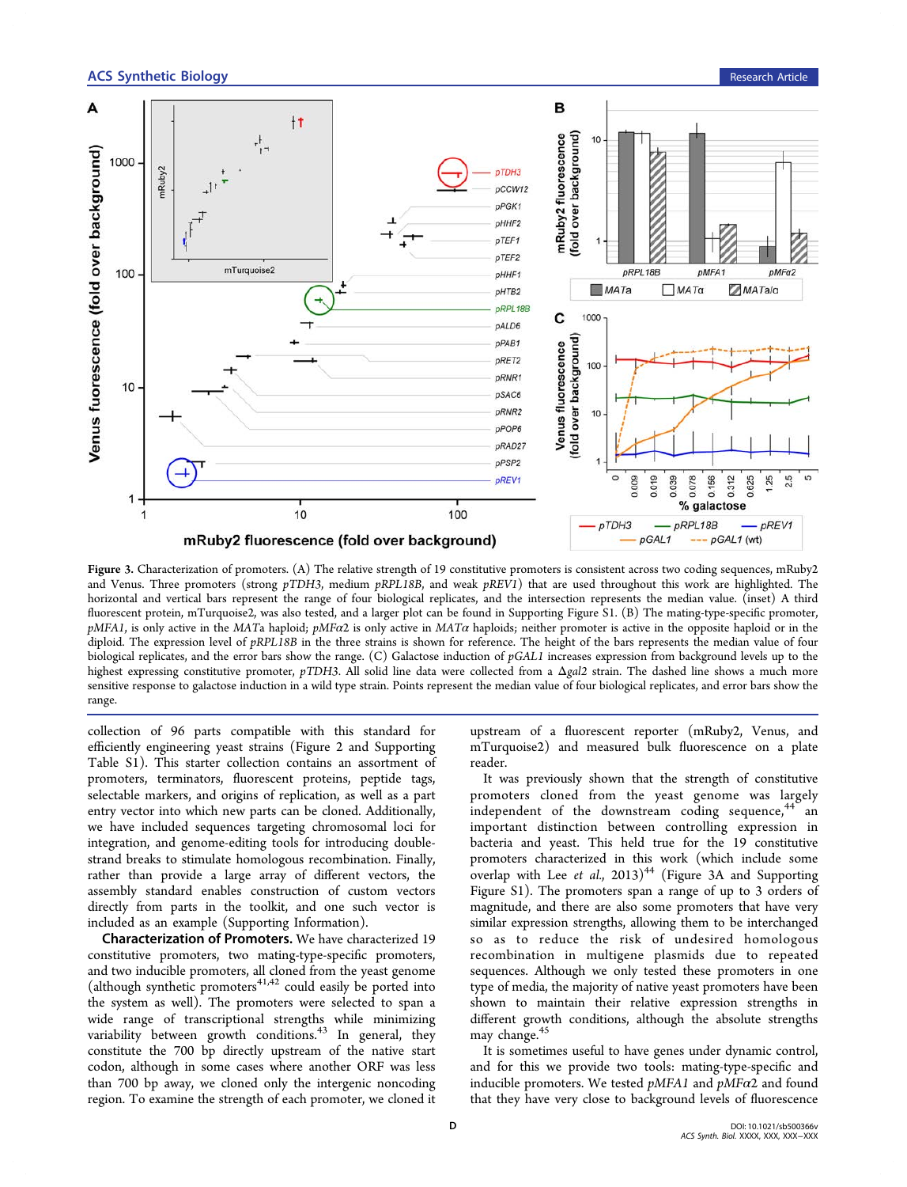**Figure 3.** Characterization of promoters. (A) The relative strength of 19 constitutive promoters is consistent across two coding sequences, mRuby2 and Venus. Three promoters (strong *pTDH3*, medium *pRPL18B*, and weak *pREV1*) that are used throughout this work are highlighted. The horizontal and vertical bars represent the range of four biological replicates, and the intersection represents the median value. (inset) A third fluorescent protein, mTurquoise2, was also tested, and a larger plot can be found in Supporting Figure S1. (B) The mating-type-specific promoter, *pMFA1*, is only active in the *MAT*a haploid; *pMFα2* is only active in *MATα* haploids; neither promoter is active in the opposite haploid or in the diploid. The expression level of *pRPL18B* in the three strains is shown for reference. The height of the bars represents the median value of four biological replicates, and the error bars show the range. (C) Galactose induction of *pGAL1* increases expression from background levels up to the highest expressing constitutive promoter, *pTDH3*. All solid line data were collected from a Δ*gal2* strain. The dashed line shows a much more sensitive response to galactose induction in a wild type strain. Points represent the median value of four biological replicates, and error bars show the range.

collection of 96 parts compatible with this standard for efficiently engineering yeast strains (Figure 2 and Supporting Table S1). This starter collection contains an assortment of promoters, terminators, fluorescent proteins, peptide tags, selectable markers, and origins of replication, as well as a part entry vector into which new parts can be cloned. Additionally, we have included sequences targeting chromosomal loci for integration, and genome-editing tools for introducing double-strand breaks to stimulate homologous recombination. Finally, rather than provide a large array of different vectors, the assembly standard enables construction of custom vectors directly from parts in the toolkit, and one such vector is included as an example (Supporting Information).

**Characterization of Promoters.** We have characterized 19 constitutive promoters, two mating-type-specific promoters, and two inducible promoters, all cloned from the yeast genome (although synthetic promoters[41,42] could easily be ported into the system as well). The promoters were selected to span a wide range of transcriptional strengths while minimizing variability between growth conditions.[43] In general, they constitute the 700 bp directly upstream of the native start codon, although in some cases where another ORF was less than 700 bp away, we cloned only the intergenic noncoding region. To examine the strength of each promoter, we cloned it upstream of a fluorescent reporter (mRuby2, Venus, and mTurquoise2) and measured bulk fluorescence on a plate reader.

It was previously shown that the strength of constitutive promoters cloned from the yeast genome was largely independent of the downstream coding sequence,[44] an important distinction between controlling gene expression in bacteria and yeast. This held true for the 19 constitutive promoters characterized in this work (which include some overlap with Lee *et al.*, 2013)[44] (Figure 3A and Supporting Figure S1). The promoters span a range of up to 3 orders of magnitude, and there are also some promoters that have very similar expression strengths, allowing them to be interchanged so as to reduce the risk of undesired homologous recombination in multigene plasmids due to repeated sequences. Although we only tested these promoters in one type of media, the majority of native yeast promoters have been shown to maintain their relative expression strengths in different growth conditions, although the absolute strengths may change.[45]

It is sometimes useful to have genes under dynamic control, and for this we provide two tools: mating-type-specific and inducible promoters. We tested *pMFA1* and *pMFα2* and found that they have very close to background levels of fluorescence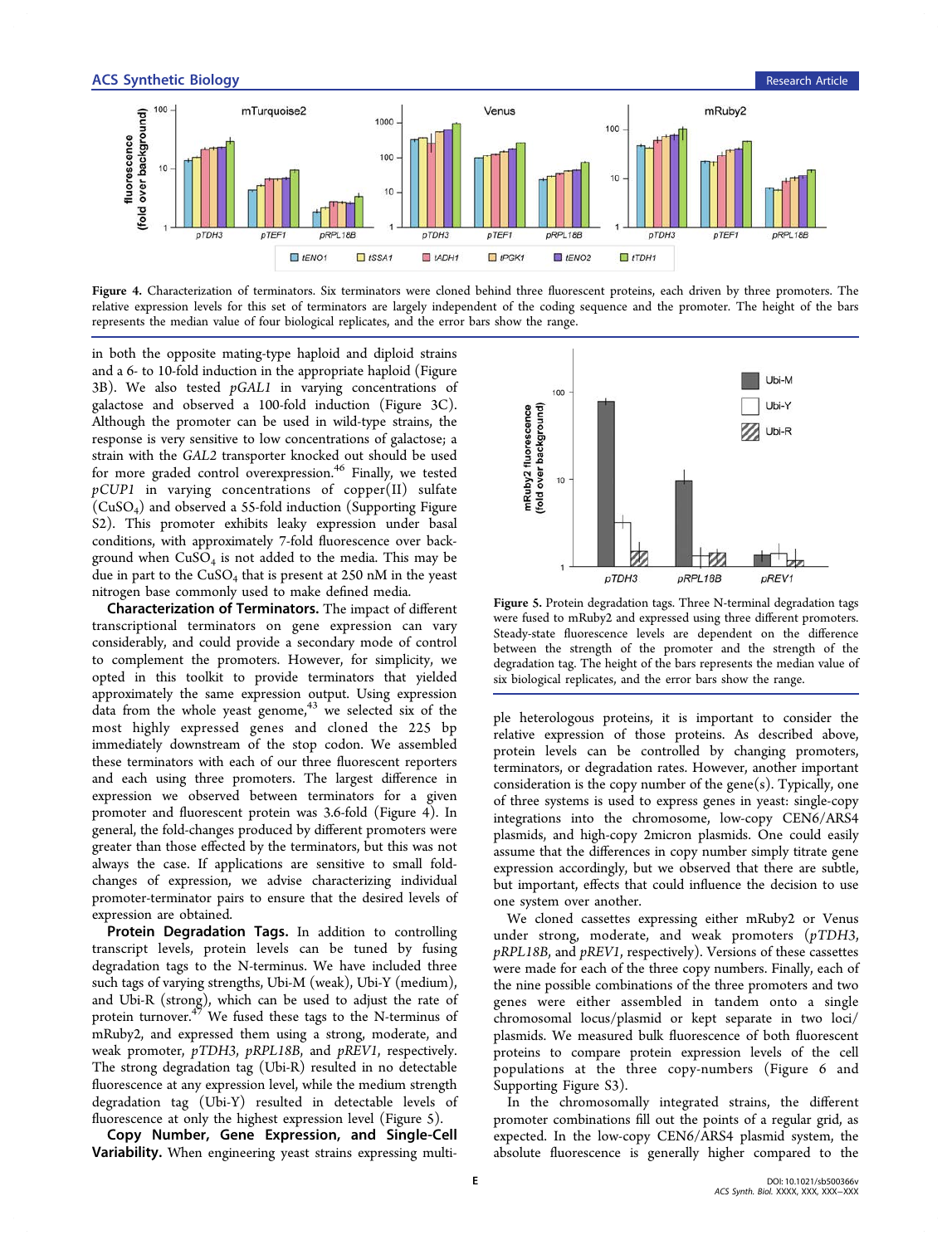Figure 4. Characterization of terminators. Six terminators were cloned behind three fluorescent proteins, each driven by three promoters. The relative expression levels for this set of terminators are largely independent of the coding sequence and the promoter. The height of the bars represents the median value of four biological replicates, and the error bars show the range.

in both the opposite mating-type haploid and diploid strains and a 6- to 10-fold induction in the appropriate haploid (Figure 3B). We also tested *pGAL1* in varying concentrations of galactose and observed a 100-fold induction (Figure 3C). Although the promoter can be used in wild-type strains, the response is very sensitive to low concentrations of galactose; a strain with the *GAL2* transporter knocked out should be used for more graded control overexpression.[46] Finally, we tested *pCUP1* in varying concentrations of copper(II) sulfate ($CuSO_4$) and observed a 55-fold induction (Supporting Figure S2). This promoter exhibits leaky expression under basal conditions, with approximately 7-fold fluorescence over background when $CuSO_4$ is not added to the media. This may be due in part to the $CuSO_4$ that is present at 250 nM in the yeast nitrogen base commonly used to make defined media.

**Characterization of Terminators.** The impact of different transcriptional terminators on gene expression can vary considerably, and could provide a secondary mode of control to complement the promoters. However, for simplicity, we opted in this toolkit to provide terminators that yielded approximately the same expression output. Using expression data from the whole yeast genome,[43] we selected six of the most highly expressed genes and cloned the 225 bp immediately downstream of the stop codon. We assembled these terminators with each of our three fluorescent reporters and each using three promoters. The largest difference in expression we observed between terminators for a given promoter and fluorescent protein was 3.6-fold (Figure 4). In general, the fold-changes produced by different promoters were greater than those effected by the terminators, but this was not always the case. If applications are sensitive to small fold-changes of expression, we advise characterizing individual promoter-terminator pairs to ensure that the desired levels of expression are obtained.

**Protein Degradation Tags.** In addition to controlling transcript levels, protein levels can be tuned by fusing degradation tags to the N-terminus. We have included three such tags of varying strengths, Ubi-M (weak), Ubi-Y (medium), and Ubi-R (strong), which can be used to adjust the rate of protein turnover.[47] We fused these tags to the N-terminus of mRuby2, and expressed them using a strong, moderate, and weak promoter, *pTDH3*, *pRPL18B*, and *pREV1*, respectively. The strong degradation tag (Ubi-R) resulted in no detectable fluorescence at any expression level, while the medium strength degradation tag (Ubi-Y) resulted in detectable levels of fluorescence at only the highest expression level (Figure 5).

Figure 5. Protein degradation tags. Three N-terminal degradation tags were fused to mRuby2 and expressed using three different promoters. Steady-state fluorescence levels are dependent on the difference between the strength of the promoter and the strength of the degradation tag. The height of the bars represents the median value of six biological replicates, and the error bars show the range.

**Copy Number, Gene Expression, and Single-Cell Variability.** When engineering yeast strains expressing multiple heterologous proteins, it is important to consider the relative expression of those proteins. As described above, protein levels can be controlled by changing promoters, terminators, or degradation rates. However, another important consideration is the copy number of the gene(s). Typically, one of three systems is used to express genes in yeast: single-copy integrations into the chromosome, low-copy CEN6/ARS4 plasmids, and high-copy 2micron plasmids. One could easily assume that the differences in copy number simply titrate gene expression accordingly, but we observed that there are subtle, but important, effects that could influence the decision to use one system over another.

We cloned cassettes expressing either mRuby2 or Venus under strong, moderate, and weak promoters (*pTDH3*, *pRPL18B*, and *pREV1*, respectively). Versions of these cassettes were made for each of the three copy numbers. Finally, each of the nine possible combinations of the three promoters and two genes were either assembled in tandem onto a single chromosomal locus/plasmid or kept separate in two loci/plasmids. We measured bulk fluorescence of both fluorescent proteins to compare protein expression levels of the cell populations at the three copy-numbers (Figure 6 and Supporting Figure S3).

In the chromosomally integrated strains, the different promoter combinations fill out the points of a regular grid, as expected. In the low-copy CEN6/ARS4 plasmid system, the absolute fluorescence is generally higher compared to the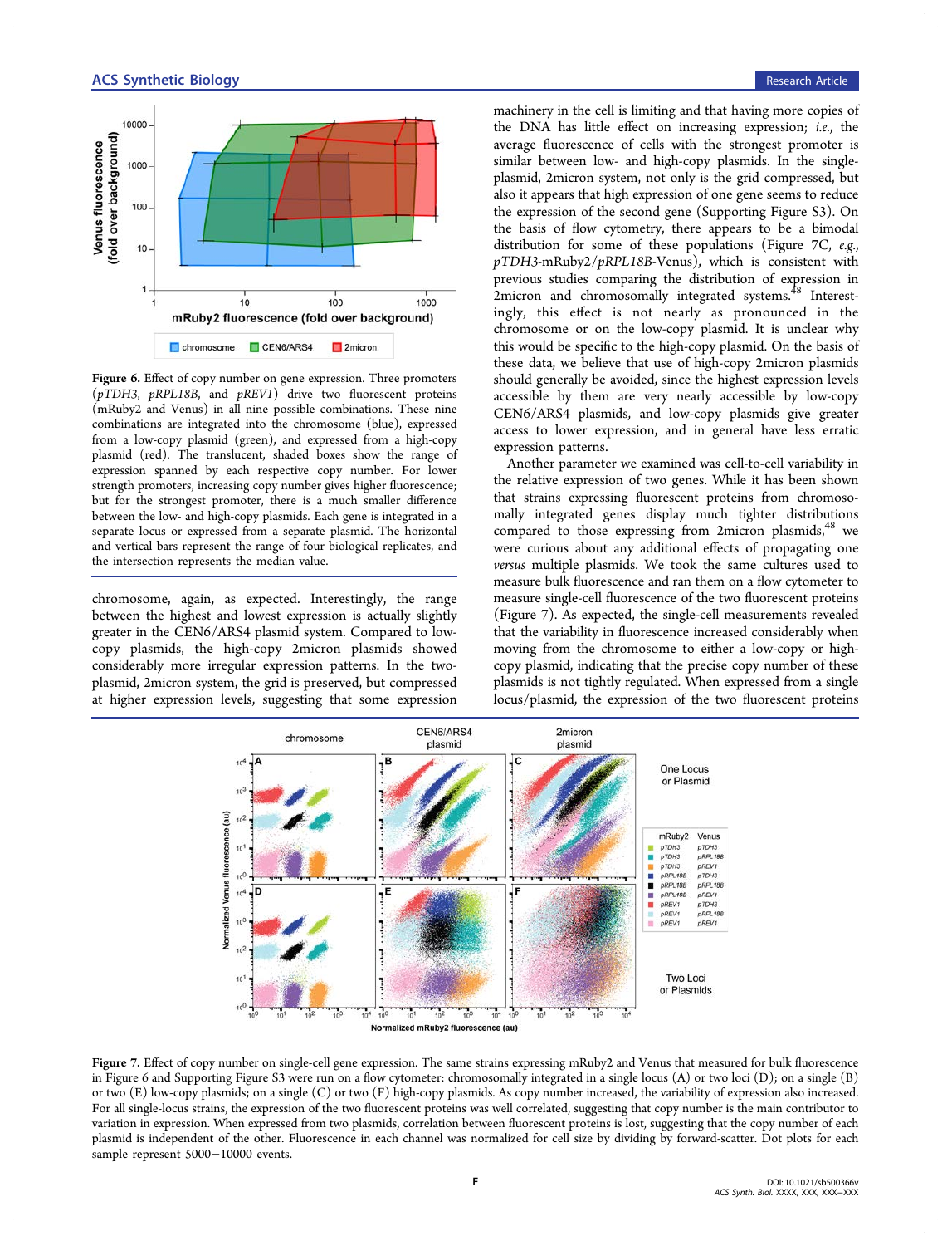Figure 6. Effect of copy number on gene expression. Three promoters (*pTDH3*, *pRPL18B*, and *pREV1*) drive two fluorescent proteins (mRuby2 and Venus) in all nine possible combinations. These nine combinations are integrated into the chromosome (blue), expressed from a low-copy plasmid (green), and expressed from a high-copy plasmid (red). The translucent, shaded boxes show the range of expression spanned by each respective copy number. For lower strength promoters, increasing copy number gives higher fluorescence; but for the strongest promoter, there is a much smaller difference between the low- and high-copy plasmids. Each gene is integrated in a separate locus or expressed from a separate plasmid. The horizontal and vertical bars represent the range of four biological replicates, and the intersection represents the median value.

chromosome, again, as expected. Interestingly, the range between the highest and lowest expression is actually slightly greater in the CEN6/ARS4 plasmid system. Compared to low-copy plasmids, the high-copy 2micron plasmids showed considerably more irregular expression patterns. In the two-plasmid, 2micron system, the grid is preserved, but compressed at higher expression levels, suggesting that some expression machinery in the cell is limiting and that having more copies of the DNA has little effect on increasing expression; *i.e.*, the average fluorescence of cells with the strongest promoter is similar between low- and high-copy plasmids. In the single-plasmid, 2micron system, not only is the grid compressed, but also it appears that high expression of one gene seems to reduce the expression of the second gene (Supporting Figure S3). On the basis of flow cytometry, there appears to be a bimodal distribution for some of these populations (Figure 7C, *e.g.*, *pTDH3*-mRuby2/*pRPL18B*-Venus), which is consistent with previous studies comparing the distribution of expression in 2micron and chromosomally integrated systems.[48] Interestingly, this effect is not nearly as pronounced in the chromosome or on the low-copy plasmid. It is unclear why this would be specific to the high-copy plasmid. On the basis of these data, we believe that use of high-copy 2micron plasmids should generally be avoided, since the highest expression levels accessible by them are very nearly accessible by low-copy CEN6/ARS4 plasmids, and low-copy plasmids give greater access to lower expression, and in general have less erratic expression patterns.

Another parameter we examined was cell-to-cell variability in the relative expression of two genes. While it has been shown that strains expressing fluorescent proteins from chromosomally integrated genes display much tighter distributions compared to those expressing from 2micron plasmids,[48] we were curious about any additional effects of propagating one *versus* multiple plasmids. We took the same cultures used to measure bulk fluorescence and ran them on a flow cytometer to measure single-cell fluorescence of the two fluorescent proteins (Figure 7). As expected, the single-cell measurements revealed that the variability in fluorescence increased considerably when moving from the chromosome to either a low-copy or high-copy plasmid, indicating that the precise copy number of these plasmids is not tightly regulated. When expressed from a single locus/plasmid, the expression of the two fluorescent proteins

Figure 7. Effect of copy number on single-cell gene expression. The same strains expressing mRuby2 and Venus that measured for bulk fluorescence in Figure 6 and Supporting Figure S3 were run on a flow cytometer: chromosomally integrated in a single locus (A) or two loci (D); on a single (B) or two (E) low-copy plasmids; on a single (C) or two (F) high-copy plasmids. As copy number increased, the variability of expression also increased. For all single-locus strains, the expression of the two fluorescent proteins was well correlated, suggesting that copy number is the main contributor to variation in expression. When expressed from two plasmids, correlation between fluorescent proteins is lost, suggesting that the copy number of each plasmid is independent of the other. Fluorescence in each channel was normalized for cell size by dividing by forward-scatter. Dot plots for each sample represent 5000−10000 events.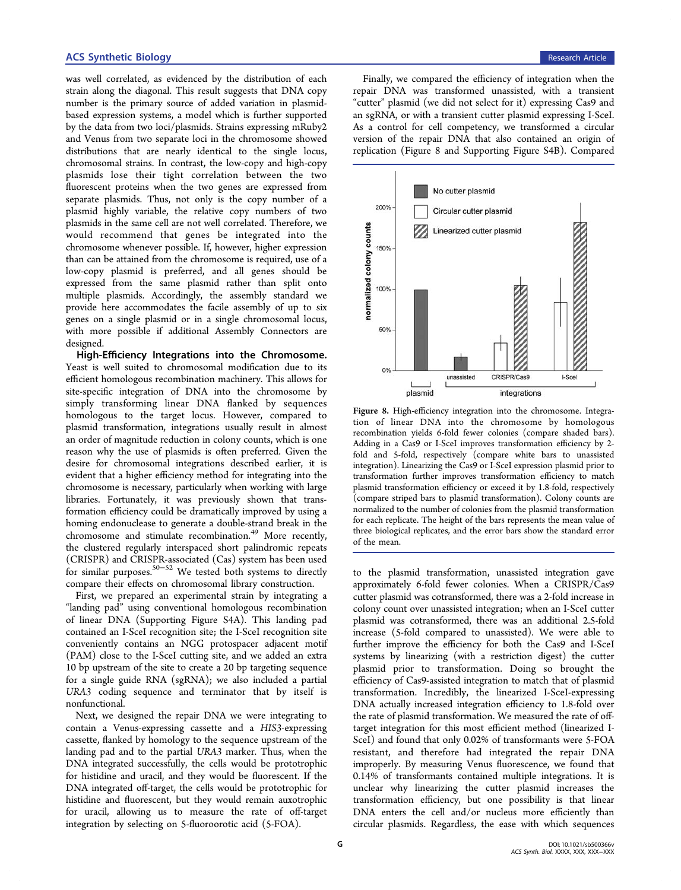was well correlated, as evidenced by the distribution of each strain along the diagonal. This result suggests that DNA copy number is the primary source of added variation in plasmid-based expression systems, a model which is further supported by the data from two loci/plasmids. Strains expressing mRuby2 and Venus from two separate loci in the chromosome showed distributions that are nearly identical to the single locus, chromosomal strains. In contrast, the low-copy and high-copy plasmids lose their tight correlation between the two fluorescent proteins when the two genes are expressed from separate plasmids. Thus, not only is the copy number of a plasmid highly variable, the relative copy numbers of two plasmids in the same cell are not well correlated. Therefore, we would recommend that genes be integrated into the chromosome whenever possible. If, however, higher expression than can be attained from the chromosome is required, use of a low-copy plasmid is preferred, and all genes should be expressed from the same plasmid rather than split onto multiple plasmids. Accordingly, the assembly standard we provide here accommodates the facile assembly of up to six genes on a single plasmid or in a single chromosomal locus, with more possible if additional Assembly Connectors are designed.

**High-Efficiency Integrations into the Chromosome.** Yeast is well suited to chromosomal modification due to its efficient homologous recombination machinery. This allows for site-specific integration of DNA into the chromosome by simply transforming linear DNA flanked by sequences homologous to the target locus. However, compared to plasmid transformation, integrations usually result in almost an order of magnitude reduction in colony counts, which is one reason why the use of plasmids is often preferred. Given the desire for chromosomal integrations described earlier, it is evident that a higher efficiency method for integrating into the chromosome is necessary, particularly when working with large libraries. Fortunately, it was previously shown that transformation efficiency could be dramatically improved by using a homing endonuclease to generate a double-strand break in the chromosome and stimulate recombination.[49] More recently, the clustered regularly interspaced short palindromic repeats (CRISPR) and CRISPR-associated (Cas) system has been used for similar purposes.[50−52] We tested both systems to directly compare their effects on chromosomal library construction.

First, we prepared an experimental strain by integrating a "landing pad" using conventional homologous recombination of linear DNA (Supporting Figure S4A). This landing pad contained an I-SceI recognition site; the I-SceI recognition site conveniently contains an NGG protospacer adjacent motif (PAM) close to the I-SceI cutting site, and we added an extra 10 bp upstream of the site to create a 20 bp targeting sequence for a single guide RNA (sgRNA); we also included a partial *URA3* coding sequence and terminator that by itself is nonfunctional.

Next, we designed the repair DNA we were integrating to contain a Venus-expressing cassette and a *HIS3*-expressing cassette, flanked by homology to the sequence upstream of the landing pad and to the partial *URA3* marker. Thus, when the DNA integrated successfully, the cells would be prototrophic for histidine and uracil, and they would be fluorescent. If the DNA integrated off-target, the cells would be prototrophic for histidine and fluorescent, but they would remain auxotrophic for uracil, allowing us to measure the rate of off-target integration by selecting on 5-fluoroorotic acid (5-FOA).

Finally, we compared the efficiency of integration when the repair DNA was transformed unassisted, with a transient "cutter" plasmid (we did not select for it) expressing Cas9 and an sgRNA, or with a transient cutter plasmid expressing I-SceI. As a control for cell competency, we transformed a circular version of the repair DNA that also contained an origin of replication (Figure 8 and Supporting Figure S4B). Compared

Figure 8. High-efficiency integration into the chromosome. Integration of linear DNA into the chromosome by homologous recombination yields 6-fold fewer colonies (compare shaded bars). Adding in a Cas9 or I-SceI improves transformation efficiency by 2-fold and 5-fold, respectively (compare white bars to unassisted integration). Linearizing the Cas9 or I-SceI expression plasmid prior to transformation further improves transformation efficiency to match plasmid transformation efficiency or exceed it by 1.8-fold, respectively (compare striped bars to plasmid transformation). Colony counts are normalized to the number of colonies from the plasmid transformation for each replicate. The height of the bars represents the mean value of three biological replicates, and the error bars show the standard error of the mean.

to the plasmid transformation, unassisted integration gave approximately 6-fold fewer colonies. When a CRISPR/Cas9 cutter plasmid was cotransformed, there was a 2-fold increase in colony count over unassisted integration; when an I-SceI cutter plasmid was cotransformed, there was an additional 2.5-fold increase (5-fold compared to unassisted). We were able to further improve the efficiency for both the Cas9 and I-SceI systems by linearizing (with a restriction digest) the cutter plasmid prior to transformation. Doing so brought the efficiency of Cas9-assisted integration to match that of plasmid transformation. Incredibly, the linearized I-SceI-expressing DNA actually increased integration efficiency to 1.8-fold over the rate of plasmid transformation. We measured the rate of off-target integration for this most efficient method (linearized I-SceI) and found that only 0.02% of transformants were 5-FOA resistant, and therefore had integrated the repair DNA improperly. By measuring Venus fluorescence, we found that 0.14% of transformants contained multiple integrations. It is unclear why linearizing the cutter plasmid increases the transformation efficiency, but one possibility is that linear DNA enters the cell and/or nucleus more efficiently than circular plasmids. Regardless, the ease with which sequences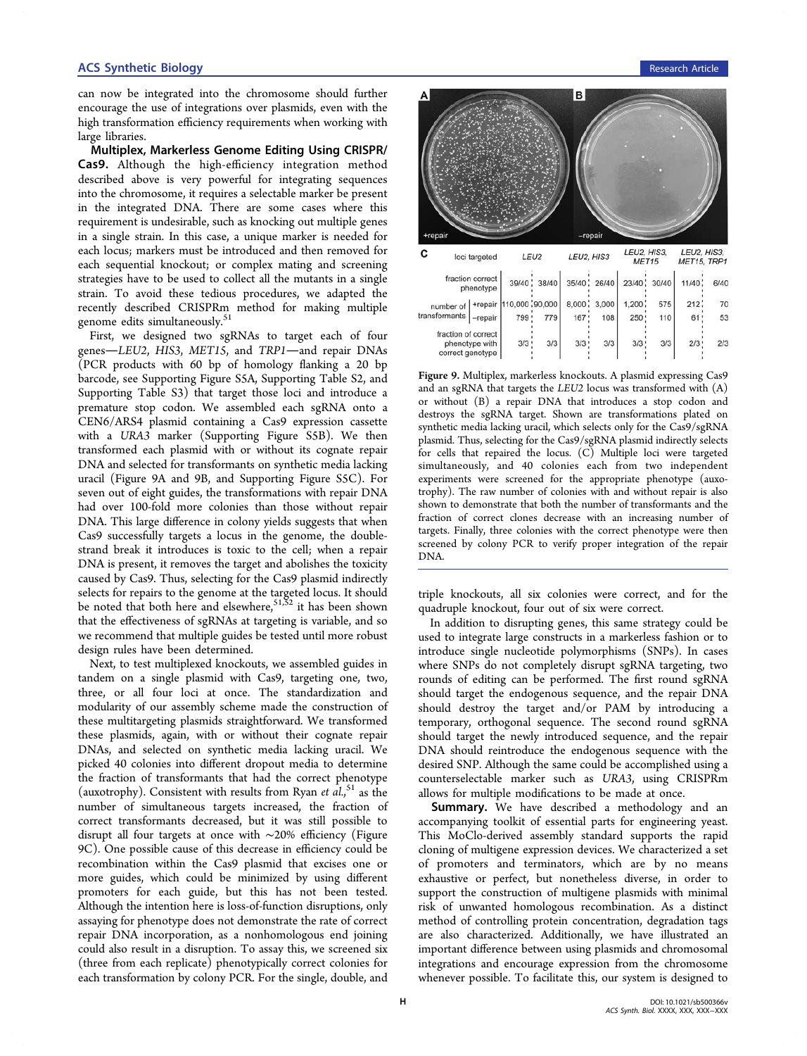can now be integrated into the chromosome should further encourage the use of integrations over plasmids, even with the high transformation efficiency requirements when working with large libraries.

**Multiplex, Markerless Genome Editing Using CRISPR/Cas9.** Although the high-efficiency integration method described above is very powerful for integrating sequences into the chromosome, it requires a selectable marker be present in the integrated DNA. There are some cases where this requirement is undesirable, such as knocking out multiple genes in a single strain. In this case, a unique marker is needed for each locus; markers must be introduced and then removed for each sequential knockout; or complex mating and screening strategies have to be used to collect all the mutants in a single strain. To avoid these tedious procedures, we adapted the recently described CRISPRm method for making multiple genome edits simultaneously.[51]

First, we designed two sgRNAs to target each of four genes—*LEU2*, *HIS3*, *MET15*, and *TRP1*—and repair DNAs (PCR products with 60 bp of homology flanking a 20 bp barcode, see Supporting Figure S5A, Supporting Table S2, and Supporting Table S3) that target those loci and introduce a premature stop codon. We assembled each sgRNA onto a CEN6/ARS4 plasmid containing a Cas9 expression cassette with a *URA3* marker (Supporting Figure S5B). We then transformed each plasmid with or without its cognate repair DNA and selected for transformants on synthetic media lacking uracil (Figure 9A and 9B, and Supporting Figure S5C). For seven out of eight guides, the transformations with repair DNA had over 100-fold more colonies than those without repair DNA. This large difference in colony yields suggests that when Cas9 successfully targets a locus in the genome, the double-strand break it introduces is toxic to the cell; when a repair DNA is present, it removes the target and abolishes the toxicity caused by Cas9. Thus, selecting for the Cas9 plasmid indirectly selects for repairs to the genome at the targeted locus. It should be noted that both here and elsewhere,[51,52] it has been shown that the effectiveness of sgRNAs at targeting is variable, and so we recommend that multiple guides be tested until more robust design rules have been determined.

Next, to test multiplexed knockouts, we assembled guides in tandem on a single plasmid with Cas9, targeting one, two, three, or all four loci at once. The standardization and modularity of our assembly scheme made the construction of these multitargeting plasmids straightforward. We transformed these plasmids, again, with or without their cognate repair DNAs, and selected on synthetic media lacking uracil. We picked 40 colonies into different dropout media to determine the fraction of transformants that had the correct phenotype (auxotrophy). Consistent with results from Ryan *et al.*,[51] as the number of simultaneous targets increased, the fraction of correct transformants decreased, but it was still possible to disrupt all four targets at once with ~20% efficiency (Figure 9C). One possible cause of this decrease in efficiency could be recombination within the Cas9 plasmid that excises one or more guides, which could be minimized by using different promoters for each guide, but this has not been tested. Although the intention here is loss-of-function disruptions, only assaying for phenotype does not demonstrate the rate of correct repair DNA incorporation, as a nonhomologous end joining could also result in a disruption. To assay this, we screened six (three from each replicate) phenotypically correct colonies for each transformation by colony PCR. For the single, double, and triple knockouts, all six colonies were correct, and for the quadruple knockout, four out of six were correct.

| loci targeted | | *LEU2* | | *LEU2, HIS3* | | *LEU2, HIS3, MET15* | | *LEU2, HIS3, MET15, TRP1* | |
|---|---|---|---|---|---|---|---|---|---|
| fraction correct phenotype | | 39/40 | 38/40 | 35/40 | 26/40 | 23/40 | 30/40 | 11/40 | 6/40 |
| number of transformants | +repair | 110,000 | 90,000 | 8,000 | 3,000 | 1,200 | 575 | 212 | 70 |
| | −repair | 799 | 779 | 167 | 108 | 250 | 110 | 61 | 53 |
| fraction of correct phenotype with correct genotype | | 3/3 | 3/3 | 3/3 | 3/3 | 3/3 | 3/3 | 2/3 | 2/3 |

Figure 9. Multiplex, markerless knockouts. A plasmid expressing Cas9 and an sgRNA that targets the *LEU2* locus was transformed with (A) or without (B) a repair DNA that introduces a stop codon and destroys the sgRNA target. Shown are transformations plated on synthetic media lacking uracil, which selects only for the Cas9/sgRNA plasmid. Thus, selecting for the Cas9/sgRNA plasmid indirectly selects for cells that repaired the locus. (C) Multiple loci were targeted simultaneously, and 40 colonies each from two independent experiments were screened for the appropriate phenotype (auxotrophy). The raw number of colonies with and without repair is also shown to demonstrate that both the number of transformants and the fraction of correct clones decrease with an increasing number of targets. Finally, three colonies with the correct phenotype were then screened by colony PCR to verify proper integration of the repair DNA.

In addition to disrupting genes, this same strategy could be used to integrate large constructs in a markerless fashion or to introduce single nucleotide polymorphisms (SNPs). In cases where SNPs do not completely disrupt sgRNA targeting, two rounds of editing can be performed. The first round sgRNA should target the endogenous sequence, and the repair DNA should destroy the target and/or PAM by introducing a temporary, orthogonal sequence. The second round sgRNA should target the newly introduced sequence, and the repair DNA should reintroduce the endogenous sequence with the desired SNP. Although the same could be accomplished using a counterselectable marker such as *URA3*, using CRISPRm allows for multiple modifications to be made at once.

**Summary.** We have described a methodology and an accompanying toolkit of essential parts for engineering yeast. This MoClo-derived assembly standard supports the rapid cloning of multigene expression devices. We characterized a set of promoters and terminators, which are by no means exhaustive or perfect, but nonetheless diverse, in order to support the construction of multigene plasmids with minimal risk of unwanted homologous recombination. As a distinct method of controlling protein concentration, degradation tags are also characterized. Additionally, we have illustrated an important difference between using plasmids and chromosomal integrations and encourage expression from the chromosome whenever possible. To facilitate this, our system is designed to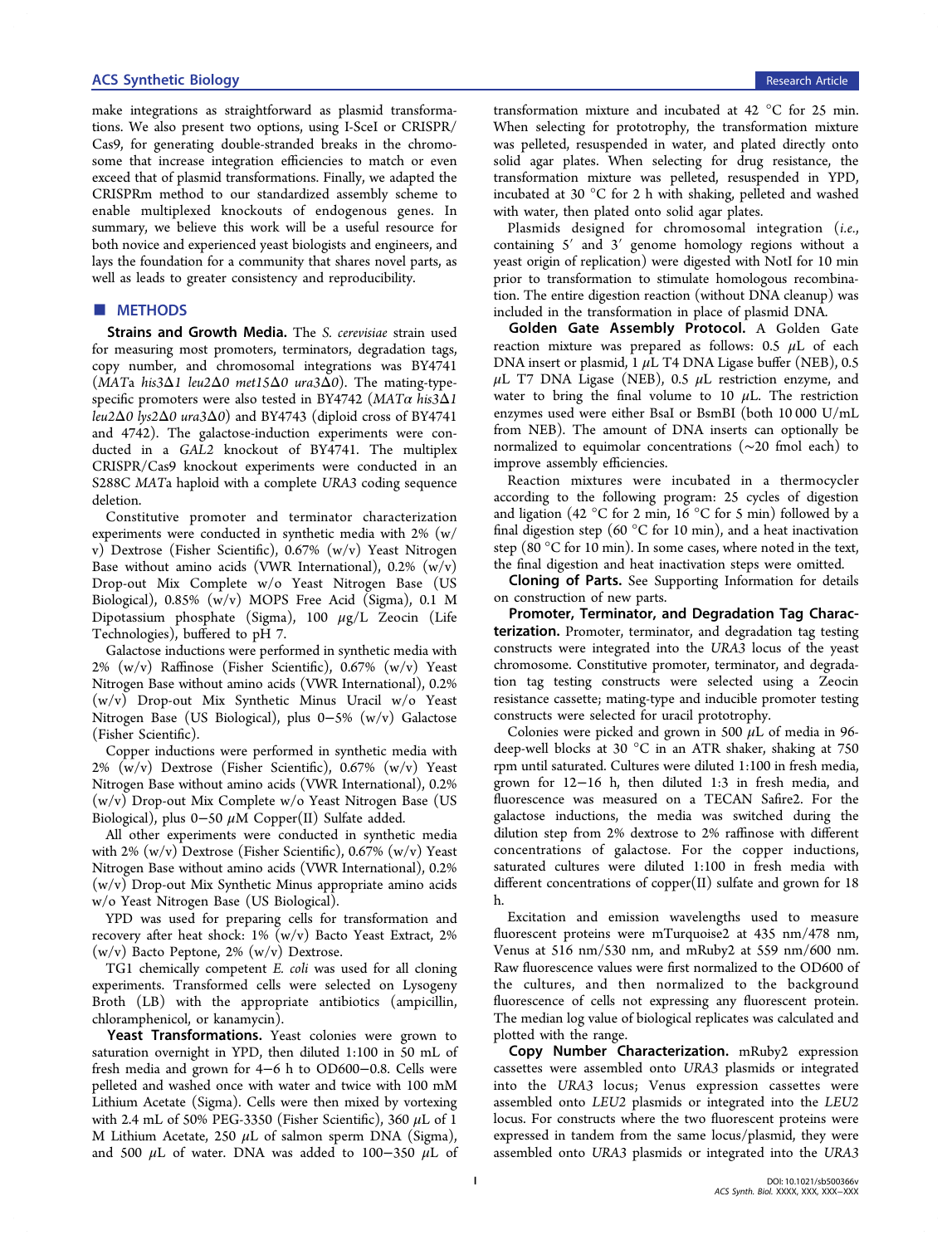make integrations as straightforward as plasmid transformations. We also present two options, using I-SceI or CRISPR/Cas9, for generating double-stranded breaks in the chromosome that increase integration efficiencies to match or even exceed that of plasmid transformations. Finally, we adapted the CRISPRm method to our standardized assembly scheme to enable multiplexed knockouts of endogenous genes. In summary, we believe this work will be a useful resource for both novice and experienced yeast biologists and engineers, and lays the foundation for a community that shares novel parts, as well as leads to greater consistency and reproducibility.

## METHODS

**Strains and Growth Media.** The *S. cerevisiae* strain used for measuring most promoters, terminators, degradation tags, copy number, and chromosomal integrations was BY4741 (*MAT*a *his3Δ1 leu2Δ0 met15Δ0 ura3Δ0*). The mating-type-specific promoters were also tested in BY4742 (*MATα his3Δ1 leu2Δ0 lys2Δ0 ura3Δ0*) and BY4743 (diploid cross of BY4741 and 4742). The galactose-induction experiments were conducted in a *GAL2* knockout of BY4741. The multiplex CRISPR/Cas9 knockout experiments were conducted in an S288C *MAT*a haploid with a complete *URA3* coding sequence deletion.

Constitutive promoter and terminator characterization experiments were conducted in synthetic media with 2% (w/v) Dextrose (Fisher Scientific), 0.67% (w/v) Yeast Nitrogen Base without amino acids (VWR International), 0.2% (w/v) Drop-out Mix Complete w/o Yeast Nitrogen Base (US Biological), 0.85% (w/v) MOPS Free Acid (Sigma), 0.1 M Dipotassium phosphate (Sigma), 100 μg/L Zeocin (Life Technologies), buffered to pH 7.

Galactose inductions were performed in synthetic media with 2% (w/v) Raffinose (Fisher Scientific), 0.67% (w/v) Yeast Nitrogen Base without amino acids (VWR International), 0.2% (w/v) Drop-out Mix Synthetic Minus Uracil w/o Yeast Nitrogen Base (US Biological), plus 0–5% (w/v) Galactose (Fisher Scientific).

Copper inductions were performed in synthetic media with 2% (w/v) Dextrose (Fisher Scientific), 0.67% (w/v) Yeast Nitrogen Base without amino acids (VWR International), 0.2% (w/v) Drop-out Mix Complete w/o Yeast Nitrogen Base (US Biological), plus 0–50 μM Copper(II) Sulfate added.

All other experiments were conducted in synthetic media with 2% (w/v) Dextrose (Fisher Scientific), 0.67% (w/v) Yeast Nitrogen Base without amino acids (VWR International), 0.2% (w/v) Drop-out Mix Synthetic Minus appropriate amino acids w/o Yeast Nitrogen Base (US Biological).

YPD was used for preparing cells for transformation and recovery after heat shock: 1% (w/v) Bacto Yeast Extract, 2% (w/v) Bacto Peptone, 2% (w/v) Dextrose.

TG1 chemically competent *E. coli* was used for all cloning experiments. Transformed cells were selected on Lysogeny Broth (LB) with the appropriate antibiotics (ampicillin, chloramphenicol, or kanamycin).

**Yeast Transformations.** Yeast colonies were grown to saturation overnight in YPD, then diluted 1:100 in 50 mL of fresh media and grown for 4–6 h to OD600–0.8. Cells were pelleted and washed once with water and twice with 100 mM Lithium Acetate (Sigma). Cells were then mixed by vortexing with 2.4 mL of 50% PEG-3350 (Fisher Scientific), 360 μL of 1 M Lithium Acetate, 250 μL of salmon sperm DNA (Sigma), and 500 μL of water. DNA was added to 100–350 μL of transformation mixture and incubated at 42 °C for 25 min. When selecting for prototrophy, the transformation mixture was pelleted, resuspended in water, and plated directly onto solid agar plates. When selecting for drug resistance, the transformation mixture was pelleted, resuspended in YPD, incubated at 30 °C for 2 h with shaking, pelleted and washed with water, then plated onto solid agar plates.

Plasmids designed for chromosomal integration (*i.e.*, containing 5′ and 3′ genome homology regions without a yeast origin of replication) were digested with NotI for 10 min prior to transformation to stimulate homologous recombination. The entire digestion reaction (without DNA cleanup) was included in the transformation in place of plasmid DNA.

**Golden Gate Assembly Protocol.** A Golden Gate reaction mixture was prepared as follows: 0.5 μL of each DNA insert or plasmid, 1 μL T4 DNA Ligase buffer (NEB), 0.5 μL T7 DNA Ligase (NEB), 0.5 μL restriction enzyme, and water to bring the final volume to 10 μL. The restriction enzymes used were either BsaI or BsmBI (both 10 000 U/mL from NEB). The amount of DNA inserts can optionally be normalized to equimolar concentrations (~20 fmol each) to improve assembly efficiencies.

Reaction mixtures were incubated in a thermocycler according to the following program: 25 cycles of digestion and ligation (42 °C for 2 min, 16 °C for 5 min) followed by a final digestion step (60 °C for 10 min), and a heat inactivation step (80 °C for 10 min). In some cases, where noted in the text, the final digestion and heat inactivation steps were omitted.

**Cloning of Parts.** See Supporting Information for details on construction of new parts.

**Promoter, Terminator, and Degradation Tag Characterization.** Promoter, terminator, and degradation tag testing constructs were integrated into the *URA3* locus of the yeast chromosome. Constitutive promoter, terminator, and degradation tag testing constructs were selected using a Zeocin resistance cassette; mating-type and inducible promoter testing constructs were selected for uracil prototrophy.

Colonies were picked and grown in 500 μL of media in 96-deep-well blocks at 30 °C in an ATR shaker, shaking at 750 rpm until saturated. Cultures were diluted 1:100 in fresh media, grown for 12–16 h, then diluted 1:3 in fresh media, and fluorescence was measured on a TECAN Safire2. For the galactose inductions, the media was switched during the dilution step from 2% dextrose to 2% raffinose with different concentrations of galactose. For the copper inductions, saturated cultures were diluted 1:100 in fresh media with different concentrations of copper(II) sulfate and grown for 18 h.

Excitation and emission wavelengths used to measure fluorescent proteins were mTurquoise2 at 435 nm/478 nm, Venus at 516 nm/530 nm, and mRuby2 at 559 nm/600 nm. Raw fluorescence values were first normalized to the OD600 of the cultures, and then normalized to the background fluorescence of cells not expressing any fluorescent protein. The median log value of biological replicates was calculated and plotted with the range.

**Copy Number Characterization.** mRuby2 expression cassettes were assembled onto *URA3* plasmids or integrated into the *URA3* locus; Venus expression cassettes were assembled onto *LEU2* plasmids or integrated into the *LEU2* locus. For constructs where the two fluorescent proteins were expressed in tandem from the same locus/plasmid, they were assembled onto *URA3* plasmids or integrated into the *URA3*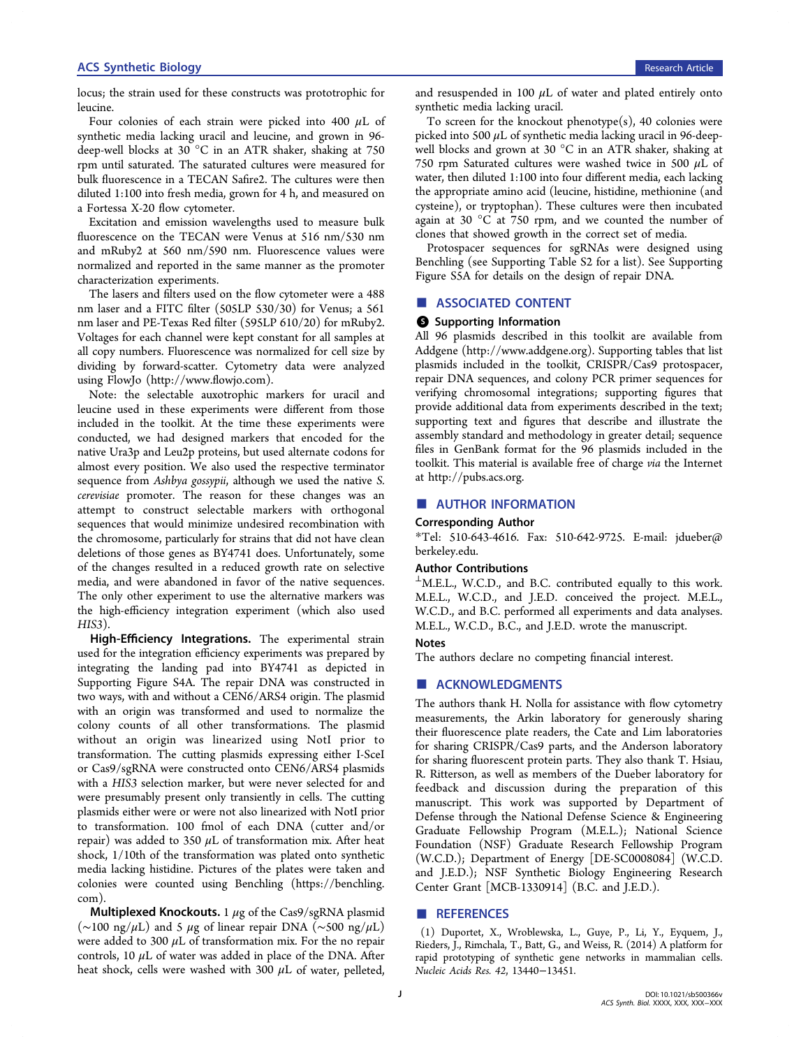locus; the strain used for these constructs was prototrophic for leucine.

Four colonies of each strain were picked into 400 μL of synthetic media lacking uracil and leucine, and grown in 96-deep-well blocks at 30 °C in an ATR shaker, shaking at 750 rpm until saturated. The saturated cultures were measured for bulk fluorescence in a TECAN Safire2. The cultures were then diluted 1:100 into fresh media, grown for 4 h, and measured on a Fortessa X-20 flow cytometer.

Excitation and emission wavelengths used to measure bulk fluorescence on the TECAN were Venus at 516 nm/530 nm and mRuby2 at 560 nm/590 nm. Fluorescence values were normalized and reported in the same manner as the promoter characterization experiments.

The lasers and filters used on the flow cytometer were a 488 nm laser and a FITC filter (505LP 530/30) for Venus; a 561 nm laser and PE-Texas Red filter (595LP 610/20) for mRuby2. Voltages for each channel were kept constant for all samples at all copy numbers. Fluorescence was normalized for cell size by dividing by forward-scatter. Cytometry data were analyzed using FlowJo (http://www.flowjo.com).

Note: the selectable auxotrophic markers for uracil and leucine used in these experiments were different from those included in the toolkit. At the time these experiments were conducted, we had designed markers that encoded for the native Ura3p and Leu2p proteins, but used alternate codons for almost every position. We also used the respective terminator sequence from *Ashbya gossypii*, although we used the native *S. cerevisiae* promoter. The reason for these changes was an attempt to construct selectable markers with orthogonal sequences that would minimize undesired recombination with the chromosome, particularly for strains that did not have clean deletions of those genes as BY4741 does. Unfortunately, some of the changes resulted in a reduced growth rate on selective media, and were abandoned in favor of the native sequences. The only other experiment to use the alternative markers was the high-efficiency integration experiment (which also used *HIS3*).

**High-Efficiency Integrations.** The experimental strain used for the integration efficiency experiments was prepared by integrating the landing pad into BY4741 as depicted in Supporting Figure S4A. The repair DNA was constructed in two ways, with and without a CEN6/ARS4 origin. The plasmid with an origin was transformed and used to normalize the colony counts of all other transformations. The plasmid without an origin was linearized using NotI prior to transformation. The cutting plasmids expressing either I-SceI or Cas9/sgRNA were constructed onto CEN6/ARS4 plasmids with a *HIS3* selection marker, but were never selected for and were presumably present only transiently in cells. The cutting plasmids either were or were not also linearized with NotI prior to transformation. 100 fmol of each DNA (cutter and/or repair) was added to 350 μL of transformation mix. After heat shock, 1/10th of the transformation was plated onto synthetic media lacking histidine. Pictures of the plates were taken and colonies were counted using Benchling (https://benchling.com).

**Multiplexed Knockouts.** 1 μg of the Cas9/sgRNA plasmid (~100 ng/μL) and 5 μg of linear repair DNA (~500 ng/μL) were added to 300 μL of transformation mix. For the no repair controls, 10 μL of water was added in place of the DNA. After heat shock, cells were washed with 300 μL of water, pelleted, and resuspended in 100 μL of water and plated entirely onto synthetic media lacking uracil.

To screen for the knockout phenotype(s), 40 colonies were picked into 500 μL of synthetic media lacking uracil in 96-deep-well blocks and grown at 30 °C in an ATR shaker, shaking at 750 rpm Saturated cultures were washed twice in 500 μL of water, then diluted 1:100 into four different media, each lacking the appropriate amino acid (leucine, histidine, methionine (and cysteine), or tryptophan). These cultures were then incubated again at 30 °C at 750 rpm, and we counted the number of clones that showed growth in the correct set of media.

Protospacer sequences for sgRNAs were designed using Benchling (see Supporting Table S2 for a list). See Supporting Figure S5A for details on the design of repair DNA.

## ASSOCIATED CONTENT

### Supporting Information

All 96 plasmids described in this toolkit are available from Addgene (http://www.addgene.org). Supporting tables that list plasmids included in the toolkit, CRISPR/Cas9 protospacer, repair DNA sequences, and colony PCR primer sequences for verifying chromosomal integrations; supporting figures that provide additional data from experiments described in the text; supporting text and figures that describe and illustrate the assembly standard and methodology in greater detail; sequence files in GenBank format for the 96 plasmids included in the toolkit. This material is available free of charge *via* the Internet at http://pubs.acs.org.

## AUTHOR INFORMATION

### Corresponding Author

*Tel: 510-643-4616. Fax: 510-642-9725. E-mail: jdueber@berkeley.edu.

### Author Contributions

[⊥]M.E.L., W.C.D., and B.C. contributed equally to this work. M.E.L., W.C.D., and J.E.D. conceived the project. M.E.L., W.C.D., and B.C. performed all experiments and data analyses. M.E.L., W.C.D., B.C., and J.E.D. wrote the manuscript.

### Notes

The authors declare no competing financial interest.

## ACKNOWLEDGMENTS

The authors thank H. Nolla for assistance with flow cytometry measurements, the Arkin laboratory for generously sharing their fluorescence plate readers, the Cate and Lim laboratories for sharing CRISPR/Cas9 parts, and the Anderson laboratory for sharing fluorescent protein parts. They also thank T. Hsiau, R. Ritterson, as well as members of the Dueber laboratory for feedback and discussion during the preparation of this manuscript. This work was supported by Department of Defense through the National Defense Science & Engineering Graduate Fellowship Program (M.E.L.); National Science Foundation (NSF) Graduate Research Fellowship Program (W.C.D.); Department of Energy [DE-SC0008084] (W.C.D. and J.E.D.); NSF Synthetic Biology Engineering Research Center Grant [MCB-1330914] (B.C. and J.E.D.).

## REFERENCES

(1) Duportet, X., Wroblewska, L., Guye, P., Li, Y., Eyquem, J., Rieders, J., Rimchala, T., Batt, G., and Weiss, R. (2014) A platform for rapid prototyping of synthetic gene networks in mammalian cells. *Nucleic Acids Res. 42*, 13440−13451.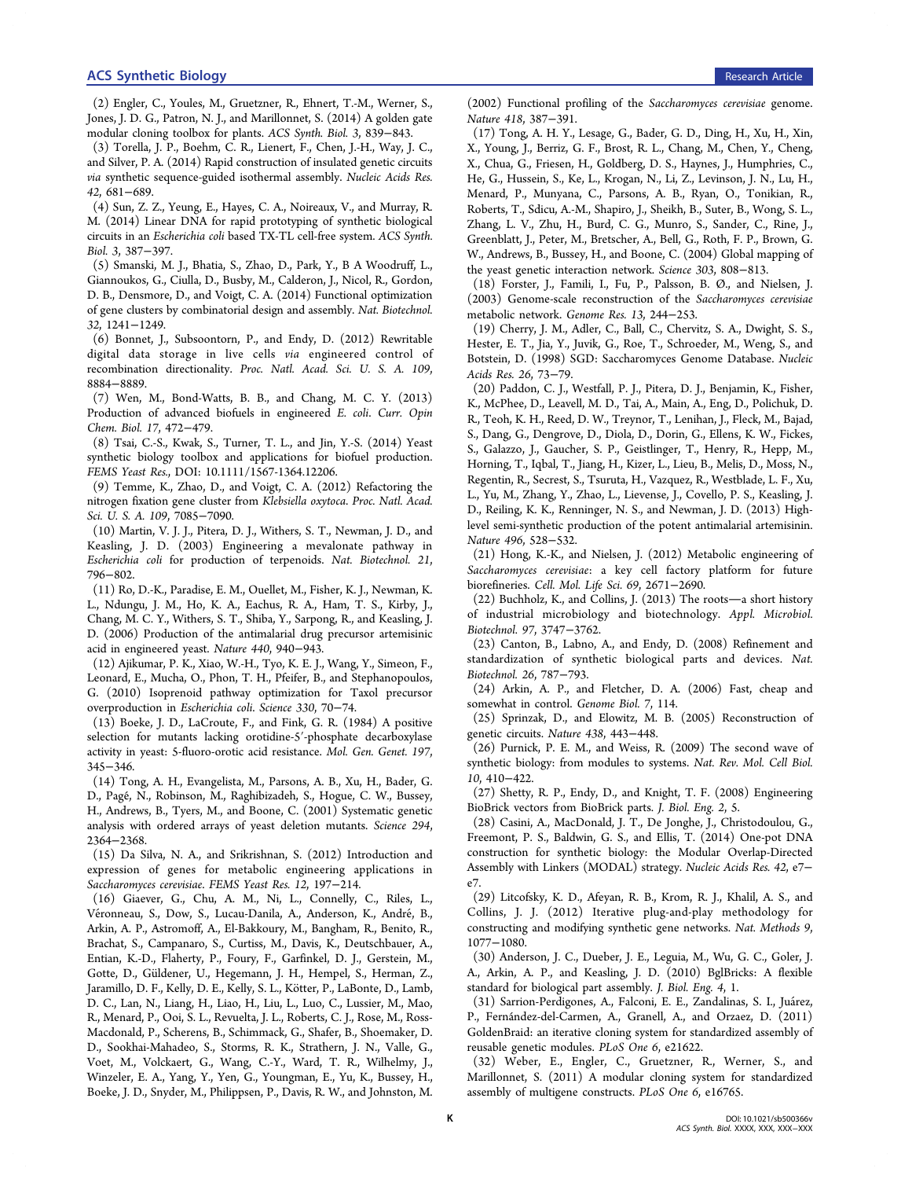(2) Engler, C., Youles, M., Gruetzner, R., Ehnert, T.-M., Werner, S., Jones, J. D. G., Patron, N. J., and Marillonnet, S. (2014) A golden gate modular cloning toolbox for plants. *ACS Synth. Biol.* 3, 839−843.

(3) Torella, J. P., Boehm, C. R., Lienert, F., Chen, J.-H., Way, J. C., and Silver, P. A. (2014) Rapid construction of insulated genetic circuits *via* synthetic sequence-guided isothermal assembly. *Nucleic Acids Res.* 42, 681−689.

(4) Sun, Z. Z., Yeung, E., Hayes, C. A., Noireaux, V., and Murray, R. M. (2014) Linear DNA for rapid prototyping of synthetic biological circuits in an *Escherichia coli* based TX-TL cell-free system. *ACS Synth. Biol.* 3, 387−397.

(5) Smanski, M. J., Bhatia, S., Zhao, D., Park, Y., B A Woodruff, L., Giannoukos, G., Ciulla, D., Busby, M., Calderon, J., Nicol, R., Gordon, D. B., Densmore, D., and Voigt, C. A. (2014) Functional optimization of gene clusters by combinatorial design and assembly. *Nat. Biotechnol.* 32, 1241−1249.

(6) Bonnet, J., Subsoontorn, P., and Endy, D. (2012) Rewritable digital data storage in live cells *via* engineered control of recombination directionality. *Proc. Natl. Acad. Sci. U. S. A.* 109, 8884−8889.

(7) Wen, M., Bond-Watts, B. B., and Chang, M. C. Y. (2013) Production of advanced biofuels in engineered *E. coli*. *Curr. Opin Chem. Biol.* 17, 472−479.

(8) Tsai, C.-S., Kwak, S., Turner, T. L., and Jin, Y.-S. (2014) Yeast synthetic biology toolbox and applications for biofuel production. *FEMS Yeast Res.*, DOI: 10.1111/1567-1364.12206.

(9) Temme, K., Zhao, D., and Voigt, C. A. (2012) Refactoring the nitrogen fixation gene cluster from *Klebsiella oxytoca*. *Proc. Natl. Acad. Sci. U. S. A.* 109, 7085−7090.

(10) Martin, V. J. J., Pitera, D. J., Withers, S. T., Newman, J. D., and Keasling, J. D. (2003) Engineering a mevalonate pathway in *Escherichia coli* for production of terpenoids. *Nat. Biotechnol.* 21, 796−802.

(11) Ro, D.-K., Paradise, E. M., Ouellet, M., Fisher, K. J., Newman, K. L., Ndungu, J. M., Ho, K. A., Eachus, R. A., Ham, T. S., Kirby, J., Chang, M. C. Y., Withers, S. T., Shiba, Y., Sarpong, R., and Keasling, J. D. (2006) Production of the antimalarial drug precursor artemisinic acid in engineered yeast. *Nature* 440, 940−943.

(12) Ajikumar, P. K., Xiao, W.-H., Tyo, K. E. J., Wang, Y., Simeon, F., Leonard, E., Mucha, O., Phon, T. H., Pfeifer, B., and Stephanopoulos, G. (2010) Isoprenoid pathway optimization for Taxol precursor overproduction in *Escherichia coli*. *Science* 330, 70−74.

(13) Boeke, J. D., LaCroute, F., and Fink, G. R. (1984) A positive selection for mutants lacking orotidine-5′-phosphate decarboxylase activity in yeast: 5-fluoro-orotic acid resistance. *Mol. Gen. Genet.* 197, 345−346.

(14) Tong, A. H., Evangelista, M., Parsons, A. B., Xu, H., Bader, G. D., Pagé, N., Robinson, M., Raghibizadeh, S., Hogue, C. W., Bussey, H., Andrews, B., Tyers, M., and Boone, C. (2001) Systematic genetic analysis with ordered arrays of yeast deletion mutants. *Science* 294, 2364−2368.

(15) Da Silva, N. A., and Srikrishnan, S. (2012) Introduction and expression of genes for metabolic engineering applications in *Saccharomyces cerevisiae*. *FEMS Yeast Res.* 12, 197−214.

(16) Giaever, G., Chu, A. M., Ni, L., Connelly, C., Riles, L., Véronneau, S., Dow, S., Lucau-Danila, A., Anderson, K., André, B., Arkin, A. P., Astromoff, A., El-Bakkoury, M., Bangham, R., Benito, R., Brachat, S., Campanaro, S., Curtiss, M., Davis, K., Deutschbauer, A., Entian, K.-D., Flaherty, P., Foury, F., Garfinkel, D. J., Gerstein, M., Gotte, D., Güldener, U., Hegemann, J. H., Hempel, S., Herman, Z., Jaramillo, D. F., Kelly, D. E., Kelly, S. L., Kötter, P., LaBonte, D., Lamb, D. C., Lan, N., Liang, H., Liao, H., Liu, L., Luo, C., Lussier, M., Mao, R., Menard, P., Ooi, S. L., Revuelta, J. L., Roberts, C. J., Rose, M., Ross-Macdonald, P., Scherens, B., Schimmack, G., Shafer, B., Shoemaker, D. D., Sookhai-Mahadeo, S., Storms, R. K., Strathern, J. N., Valle, G., Voet, M., Volckaert, G., Wang, C.-Y., Ward, T. R., Wilhelmy, J., Winzeler, E. A., Yang, Y., Yen, G., Youngman, E., Yu, K., Bussey, H., Boeke, J. D., Snyder, M., Philippsen, P., Davis, R. W., and Johnston, M. (2002) Functional profiling of the *Saccharomyces cerevisiae* genome. *Nature* 418, 387−391.

(17) Tong, A. H. Y., Lesage, G., Bader, G. D., Ding, H., Xu, H., Xin, X., Young, J., Berriz, G. F., Brost, R. L., Chang, M., Chen, Y., Cheng, X., Chua, G., Friesen, H., Goldberg, D. S., Haynes, J., Humphries, C., He, G., Hussein, S., Ke, L., Krogan, N., Li, Z., Levinson, J. N., Lu, H., Menard, P., Munyana, C., Parsons, A. B., Ryan, O., Tonikian, R., Roberts, T., Sdicu, A.-M., Shapiro, J., Sheikh, B., Suter, B., Wong, S. L., Zhang, L. V., Zhu, H., Burd, C. G., Munro, S., Sander, C., Rine, J., Greenblatt, J., Peter, M., Bretscher, A., Bell, G., Roth, F. P., Brown, G. W., Andrews, B., Bussey, H., and Boone, C. (2004) Global mapping of the yeast genetic interaction network. *Science* 303, 808−813.

(18) Forster, J., Famili, I., Fu, P., Palsson, B. Ø., and Nielsen, J. (2003) Genome-scale reconstruction of the *Saccharomyces cerevisiae* metabolic network. *Genome Res.* 13, 244−253.

(19) Cherry, J. M., Adler, C., Ball, C., Chervitz, S. A., Dwight, S. S., Hester, E. T., Jia, Y., Juvik, G., Roe, T., Schroeder, M., Weng, S., and Botstein, D. (1998) SGD: Saccharomyces Genome Database. *Nucleic Acids Res.* 26, 73−79.

(20) Paddon, C. J., Westfall, P. J., Pitera, D. J., Benjamin, K., Fisher, K., McPhee, D., Leavell, M. D., Tai, A., Main, A., Eng, D., Polichuk, D. R., Teoh, K. H., Reed, D. W., Treynor, T., Lenihan, J., Fleck, M., Bajad, S., Dang, G., Dengrove, D., Diola, D., Dorin, G., Ellens, K. W., Fickes, S., Galazzo, J., Gaucher, S. P., Geistlinger, T., Henry, R., Hepp, M., Horning, T., Iqbal, T., Jiang, H., Kizer, L., Lieu, B., Melis, D., Moss, N., Regentin, R., Secrest, S., Tsuruta, H., Vazquez, R., Westblade, L. F., Xu, L., Yu, M., Zhang, Y., Zhao, L., Lievense, J., Covello, P. S., Keasling, J. D., Reiling, K. K., Renninger, N. S., and Newman, J. D. (2013) High-level semi-synthetic production of the potent antimalarial artemisinin. *Nature* 496, 528−532.

(21) Hong, K.-K., and Nielsen, J. (2012) Metabolic engineering of *Saccharomyces cerevisiae*: a key cell factory platform for future biorefineries. *Cell. Mol. Life Sci.* 69, 2671−2690.

(22) Buchholz, K., and Collins, J. (2013) The roots—a short history of industrial microbiology and biotechnology. *Appl. Microbiol. Biotechnol.* 97, 3747−3762.

(23) Canton, B., Labno, A., and Endy, D. (2008) Refinement and standardization of synthetic biological parts and devices. *Nat. Biotechnol.* 26, 787−793.

(24) Arkin, A. P., and Fletcher, D. A. (2006) Fast, cheap and somewhat in control. *Genome Biol.* 7, 114.

(25) Sprinzak, D., and Elowitz, M. B. (2005) Reconstruction of genetic circuits. *Nature* 438, 443−448.

(26) Purnick, P. E. M., and Weiss, R. (2009) The second wave of synthetic biology: from modules to systems. *Nat. Rev. Mol. Cell Biol.* 10, 410−422.

(27) Shetty, R. P., Endy, D., and Knight, T. F. (2008) Engineering BioBrick vectors from BioBrick parts. *J. Biol. Eng.* 2, 5.

(28) Casini, A., MacDonald, J. T., De Jonghe, J., Christodoulou, G., Freemont, P. S., Baldwin, G. S., and Ellis, T. (2014) One-pot DNA construction for synthetic biology: the Modular Overlap-Directed Assembly with Linkers (MODAL) strategy. *Nucleic Acids Res.* 42, e7−e7.

(29) Litcofsky, K. D., Afeyan, R. B., Krom, R. J., Khalil, A. S., and Collins, J. J. (2012) Iterative plug-and-play methodology for constructing and modifying synthetic gene networks. *Nat. Methods* 9, 1077−1080.

(30) Anderson, J. C., Dueber, J. E., Leguia, M., Wu, G. C., Goler, J. A., Arkin, A. P., and Keasling, J. D. (2010) BglBricks: A flexible standard for biological part assembly. *J. Biol. Eng.* 4, 1.

(31) Sarrion-Perdigones, A., Falconi, E. E., Zandalinas, S. I., Juárez, P., Fernández-del-Carmen, A., Granell, A., and Orzaez, D. (2011) GoldenBraid: an iterative cloning system for standardized assembly of reusable genetic modules. *PLoS One* 6, e21622.

(32) Weber, E., Engler, C., Gruetzner, R., Werner, S., and Marillonnet, S. (2011) A modular cloning system for standardized assembly of multigene constructs. *PLoS One* 6, e16765.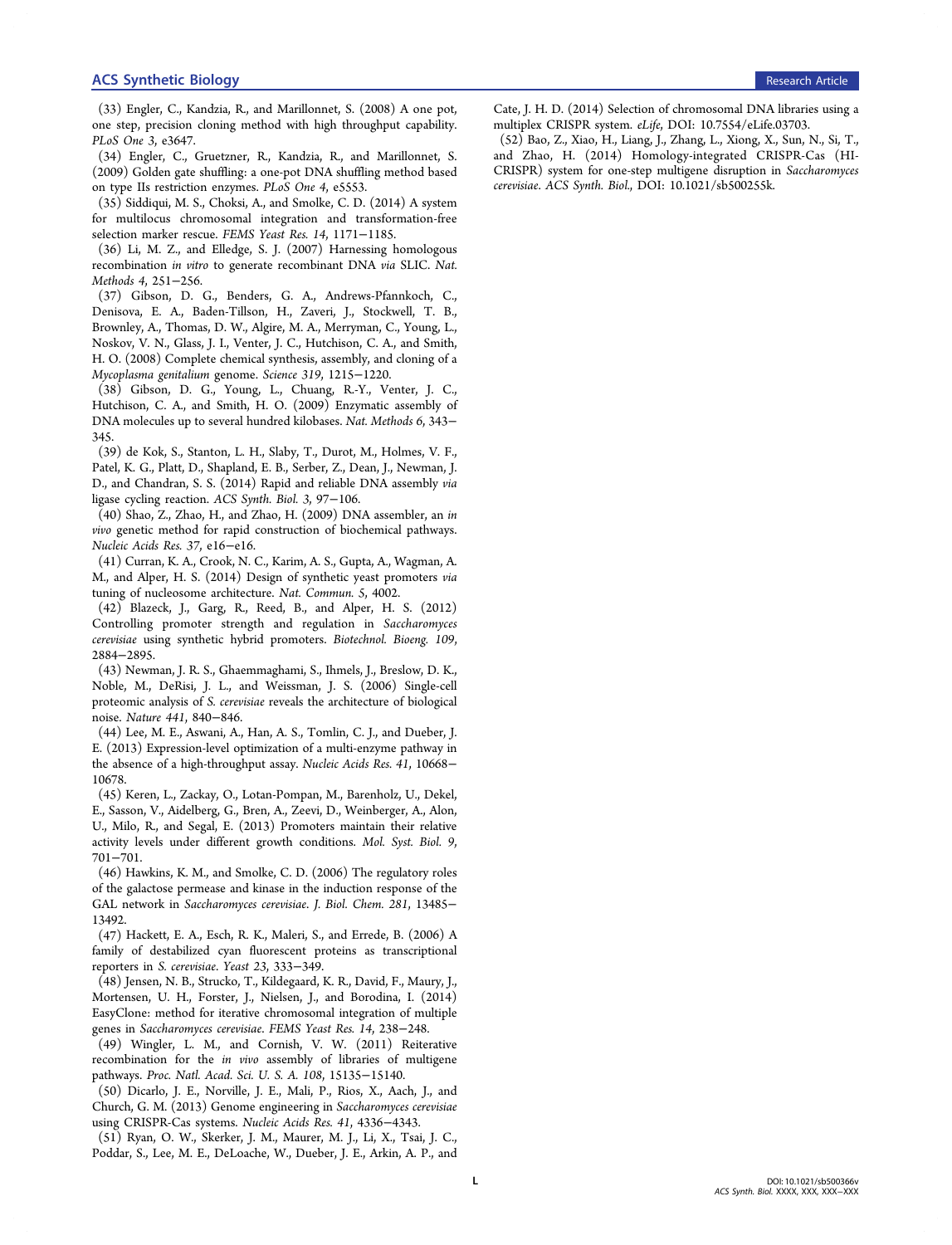(33) Engler, C., Kandzia, R., and Marillonnet, S. (2008) A one pot, one step, precision cloning method with high throughput capability. *PLoS One 3*, e3647.

(34) Engler, C., Gruetzner, R., Kandzia, R., and Marillonnet, S. (2009) Golden gate shuffling: a one-pot DNA shuffling method based on type IIs restriction enzymes. *PLoS One 4*, e5553.

(35) Siddiqui, M. S., Choksi, A., and Smolke, C. D. (2014) A system for multilocus chromosomal integration and transformation-free selection marker rescue. *FEMS Yeast Res. 14*, 1171−1185.

(36) Li, M. Z., and Elledge, S. J. (2007) Harnessing homologous recombination *in vitro* to generate recombinant DNA *via* SLIC. *Nat. Methods 4*, 251−256.

(37) Gibson, D. G., Benders, G. A., Andrews-Pfannkoch, C., Denisova, E. A., Baden-Tillson, H., Zaveri, J., Stockwell, T. B., Brownley, A., Thomas, D. W., Algire, M. A., Merryman, C., Young, L., Noskov, V. N., Glass, J. I., Venter, J. C., Hutchison, C. A., and Smith, H. O. (2008) Complete chemical synthesis, assembly, and cloning of a *Mycoplasma genitalium* genome. *Science 319*, 1215−1220.

(38) Gibson, D. G., Young, L., Chuang, R.-Y., Venter, J. C., Hutchison, C. A., and Smith, H. O. (2009) Enzymatic assembly of DNA molecules up to several hundred kilobases. *Nat. Methods 6*, 343−345.

(39) de Kok, S., Stanton, L. H., Slaby, T., Durot, M., Holmes, V. F., Patel, K. G., Platt, D., Shapland, E. B., Serber, Z., Dean, J., Newman, J. D., and Chandran, S. S. (2014) Rapid and reliable DNA assembly *via* ligase cycling reaction. *ACS Synth. Biol. 3*, 97−106.

(40) Shao, Z., Zhao, H., and Zhao, H. (2009) DNA assembler, an *in vivo* genetic method for rapid construction of biochemical pathways. *Nucleic Acids Res. 37*, e16−e16.

(41) Curran, K. A., Crook, N. C., Karim, A. S., Gupta, A., Wagman, A. M., and Alper, H. S. (2014) Design of synthetic yeast promoters *via* tuning of nucleosome architecture. *Nat. Commun. 5*, 4002.

(42) Blazeck, J., Garg, R., Reed, B., and Alper, H. S. (2012) Controlling promoter strength and regulation in *Saccharomyces cerevisiae* using synthetic hybrid promoters. *Biotechnol. Bioeng. 109*, 2884−2895.

(43) Newman, J. R. S., Ghaemmaghami, S., Ihmels, J., Breslow, D. K., Noble, M., DeRisi, J. L., and Weissman, J. S. (2006) Single-cell proteomic analysis of *S. cerevisiae* reveals the architecture of biological noise. *Nature 441*, 840−846.

(44) Lee, M. E., Aswani, A., Han, A. S., Tomlin, C. J., and Dueber, J. E. (2013) Expression-level optimization of a multi-enzyme pathway in the absence of a high-throughput assay. *Nucleic Acids Res. 41*, 10668−10678.

(45) Keren, L., Zackay, O., Lotan-Pompan, M., Barenholz, U., Dekel, E., Sasson, V., Aidelberg, G., Bren, A., Zeevi, D., Weinberger, A., Alon, U., Milo, R., and Segal, E. (2013) Promoters maintain their relative activity levels under different growth conditions. *Mol. Syst. Biol. 9*, 701−701.

(46) Hawkins, K. M., and Smolke, C. D. (2006) The regulatory roles of the galactose permease and kinase in the induction response of the GAL network in *Saccharomyces cerevisiae*. *J. Biol. Chem. 281*, 13485−13492.

(47) Hackett, E. A., Esch, R. K., Maleri, S., and Errede, B. (2006) A family of destabilized cyan fluorescent proteins as transcriptional reporters in *S. cerevisiae*. *Yeast 23*, 333−349.

(48) Jensen, N. B., Strucko, T., Kildegaard, K. R., David, F., Maury, J., Mortensen, U. H., Forster, J., Nielsen, J., and Borodina, I. (2014) EasyClone: method for iterative chromosomal integration of multiple genes in *Saccharomyces cerevisiae*. *FEMS Yeast Res. 14*, 238−248.

(49) Wingler, L. M., and Cornish, V. W. (2011) Reiterative recombination for the *in vivo* assembly of libraries of multigene pathways. *Proc. Natl. Acad. Sci. U. S. A. 108*, 15135−15140.

(50) Dicarlo, J. E., Norville, J. E., Mali, P., Rios, X., Aach, J., and Church, G. M. (2013) Genome engineering in *Saccharomyces cerevisiae* using CRISPR-Cas systems. *Nucleic Acids Res. 41*, 4336−4343.

(51) Ryan, O. W., Skerker, J. M., Maurer, M. J., Li, X., Tsai, J. C., Poddar, S., Lee, M. E., DeLoache, W., Dueber, J. E., Arkin, A. P., and Cate, J. H. D. (2014) Selection of chromosomal DNA libraries using a multiplex CRISPR system. *eLife*, DOI: 10.7554/eLife.03703.

(52) Bao, Z., Xiao, H., Liang, J., Zhang, L., Xiong, X., Sun, N., Si, T., and Zhao, H. (2014) Homology-integrated CRISPR-Cas (HI-CRISPR) system for one-step multigene disruption in *Saccharomyces cerevisiae*. *ACS Synth. Biol.*, DOI: 10.1021/sb500255k.